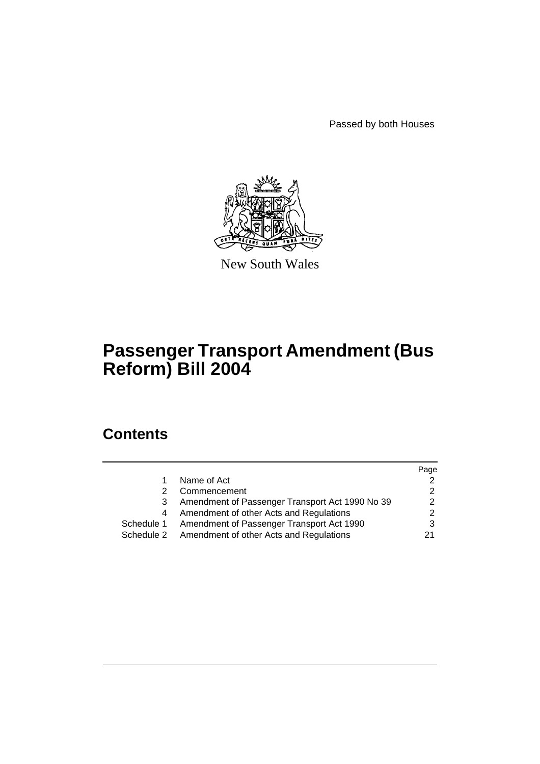Passed by both Houses

New South Wales

# Passenger Transport Amendment (Bus Reform) Bill 2004

## Contents

| | | Page |
|---|---|---|
| 1 | Name of Act | 2 |
| 2 | Commencement | 2 |
| 3 | Amendment of Passenger Transport Act 1990 No 39 | 2 |
| 4 | Amendment of other Acts and Regulations | 2 |
| Schedule 1 | Amendment of Passenger Transport Act 1990 | 3 |
| Schedule 2 | Amendment of other Acts and Regulations | 21 |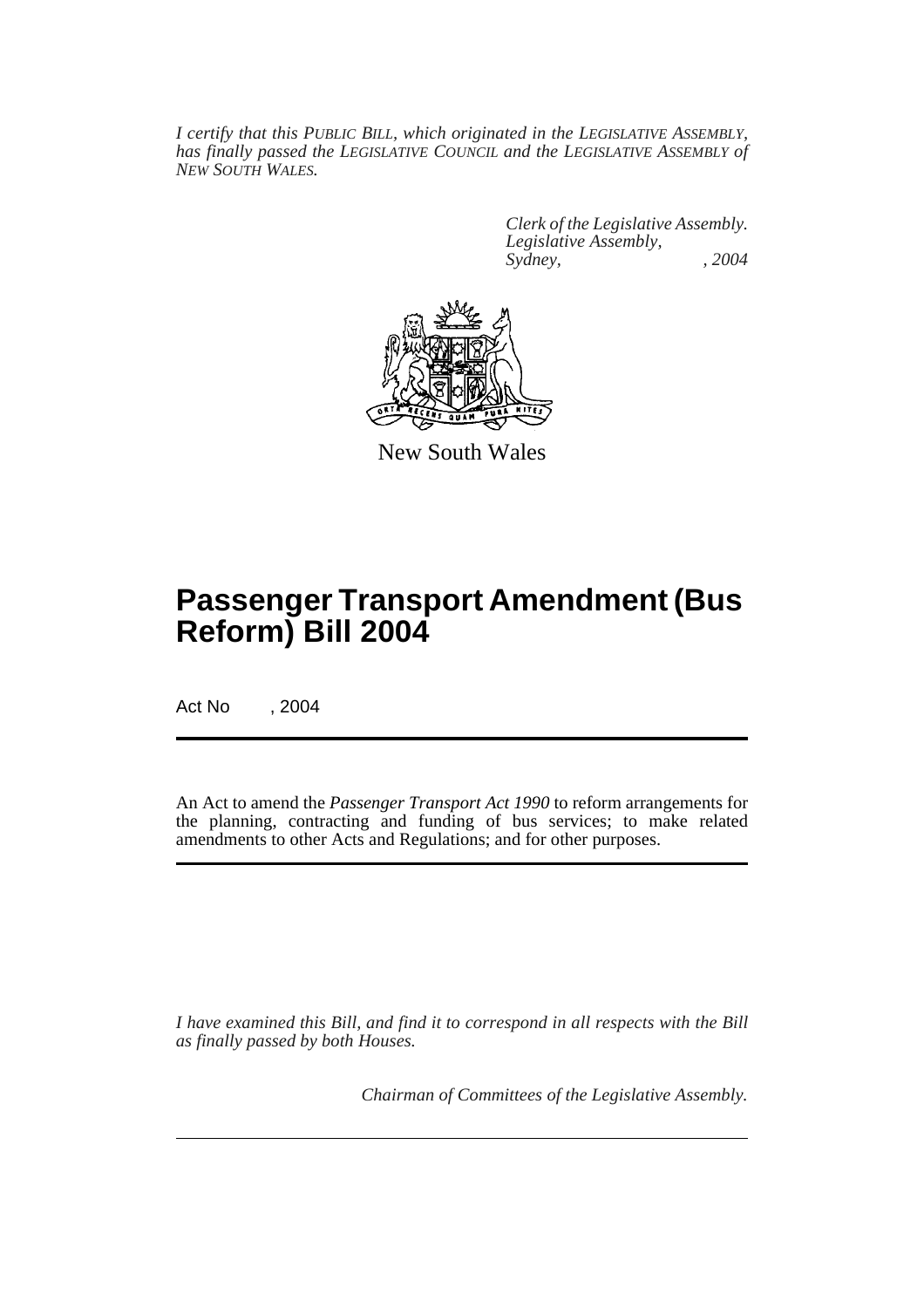*I certify that this PUBLIC BILL, which originated in the LEGISLATIVE ASSEMBLY, has finally passed the LEGISLATIVE COUNCIL and the LEGISLATIVE ASSEMBLY of NEW SOUTH WALES.*

*Clerk of the Legislative Assembly.*
*Legislative Assembly,*
*Sydney, , 2004*

New South Wales

# Passenger Transport Amendment (Bus Reform) Bill 2004

Act No , 2004

An Act to amend the *Passenger Transport Act 1990* to reform arrangements for the planning, contracting and funding of bus services; to make related amendments to other Acts and Regulations; and for other purposes.

*I have examined this Bill, and find it to correspond in all respects with the Bill as finally passed by both Houses.*

*Chairman of Committees of the Legislative Assembly.*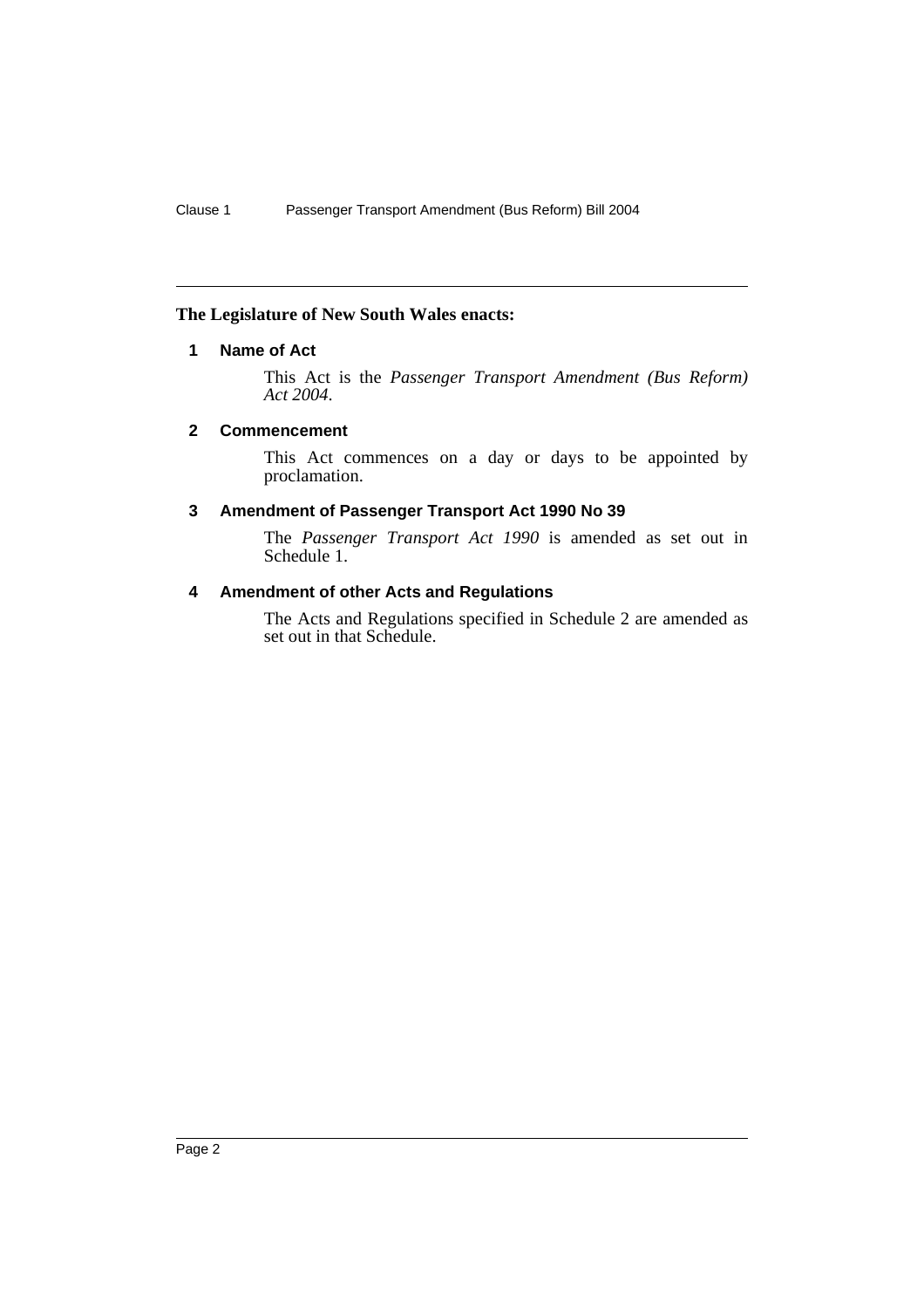**The Legislature of New South Wales enacts:**

## 1 Name of Act

This Act is the *Passenger Transport Amendment (Bus Reform) Act 2004*.

## 2 Commencement

This Act commences on a day or days to be appointed by proclamation.

## 3 Amendment of Passenger Transport Act 1990 No 39

The *Passenger Transport Act 1990* is amended as set out in Schedule 1.

## 4 Amendment of other Acts and Regulations

The Acts and Regulations specified in Schedule 2 are amended as set out in that Schedule.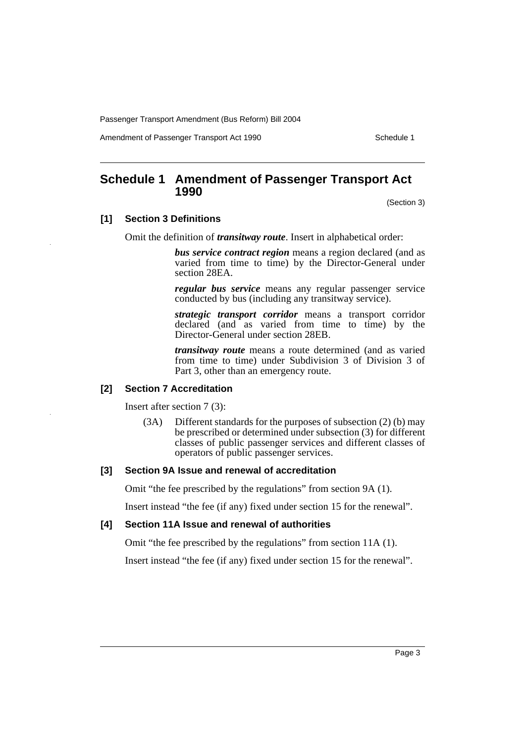# Schedule 1 Amendment of Passenger Transport Act 1990

(Section 3)

### [1] Section 3 Definitions

Omit the definition of ***transitway route***. Insert in alphabetical order:

> ***bus service contract region*** means a region declared (and as varied from time to time) by the Director-General under section 28EA.
>
> ***regular bus service*** means any regular passenger service conducted by bus (including any transitway service).
>
> ***strategic transport corridor*** means a transport corridor declared (and as varied from time to time) by the Director-General under section 28EB.
>
> ***transitway route*** means a route determined (and as varied from time to time) under Subdivision 3 of Division 3 of Part 3, other than an emergency route.

### [2] Section 7 Accreditation

Insert after section 7 (3):

> (3A) Different standards for the purposes of subsection (2) (b) may be prescribed or determined under subsection (3) for different classes of public passenger services and different classes of operators of public passenger services.

### [3] Section 9A Issue and renewal of accreditation

Omit "the fee prescribed by the regulations" from section 9A (1).

Insert instead "the fee (if any) fixed under section 15 for the renewal".

### [4] Section 11A Issue and renewal of authorities

Omit "the fee prescribed by the regulations" from section 11A (1).

Insert instead "the fee (if any) fixed under section 15 for the renewal".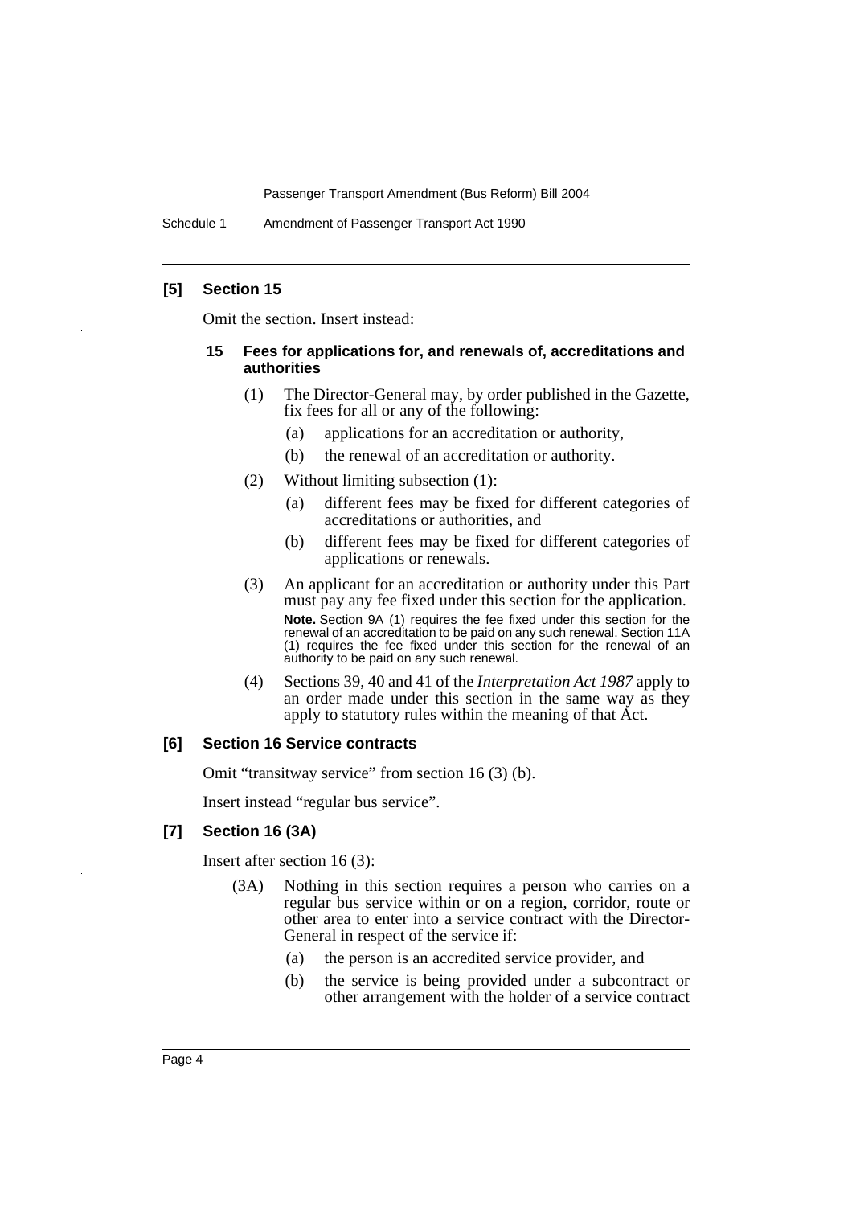### [5] Section 15

Omit the section. Insert instead:

#### 15 Fees for applications for, and renewals of, accreditations and authorities

(1) The Director-General may, by order published in the Gazette, fix fees for all or any of the following:

- (a) applications for an accreditation or authority,
- (b) the renewal of an accreditation or authority.

(2) Without limiting subsection (1):

- (a) different fees may be fixed for different categories of accreditations or authorities, and
- (b) different fees may be fixed for different categories of applications or renewals.

(3) An applicant for an accreditation or authority under this Part must pay any fee fixed under this section for the application.

**Note.** Section 9A (1) requires the fee fixed under this section for the renewal of an accreditation to be paid on any such renewal. Section 11A (1) requires the fee fixed under this section for the renewal of an authority to be paid on any such renewal.

(4) Sections 39, 40 and 41 of the *Interpretation Act 1987* apply to an order made under this section in the same way as they apply to statutory rules within the meaning of that Act.

### [6] Section 16 Service contracts

Omit "transitway service" from section 16 (3) (b).

Insert instead "regular bus service".

### [7] Section 16 (3A)

Insert after section 16 (3):

(3A) Nothing in this section requires a person who carries on a regular bus service within or on a region, corridor, route or other area to enter into a service contract with the Director-General in respect of the service if:

- (a) the person is an accredited service provider, and
- (b) the service is being provided under a subcontract or other arrangement with the holder of a service contract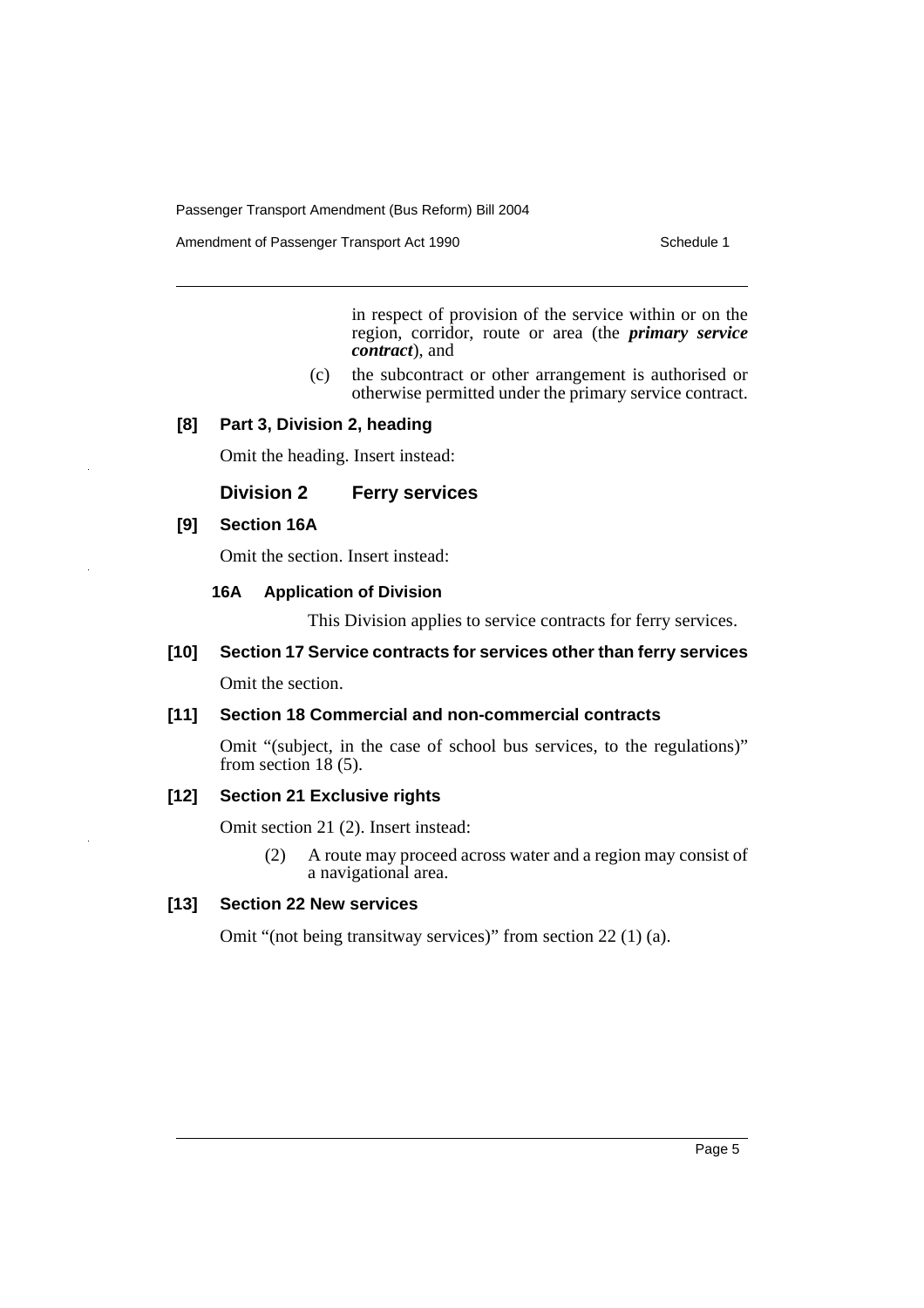in respect of provision of the service within or on the region, corridor, route or area (the ***primary service contract***), and

(c) the subcontract or other arrangement is authorised or otherwise permitted under the primary service contract.

**[8] Part 3, Division 2, heading**

Omit the heading. Insert instead:

### Division 2 Ferry services

**[9] Section 16A**

Omit the section. Insert instead:

**16A Application of Division**

This Division applies to service contracts for ferry services.

**[10] Section 17 Service contracts for services other than ferry services**

Omit the section.

**[11] Section 18 Commercial and non-commercial contracts**

Omit "(subject, in the case of school bus services, to the regulations)" from section 18 (5).

**[12] Section 21 Exclusive rights**

Omit section 21 (2). Insert instead:

(2) A route may proceed across water and a region may consist of a navigational area.

**[13] Section 22 New services**

Omit "(not being transitway services)" from section 22 (1) (a).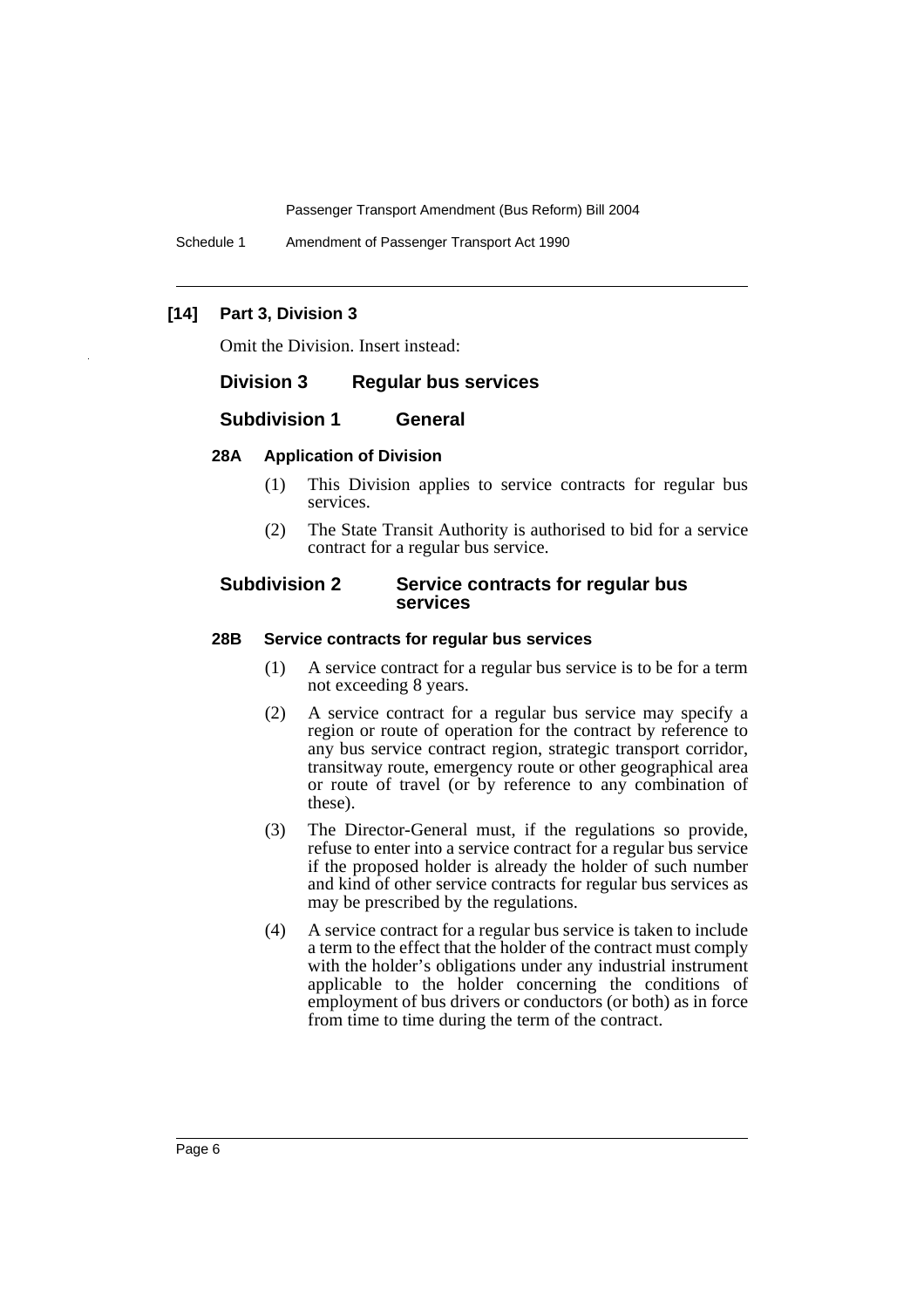### [14] Part 3, Division 3

Omit the Division. Insert instead:

## Division 3 Regular bus services

### Subdivision 1 General

#### 28A Application of Division

(1) This Division applies to service contracts for regular bus services.

(2) The State Transit Authority is authorised to bid for a service contract for a regular bus service.

### Subdivision 2 Service contracts for regular bus services

#### 28B Service contracts for regular bus services

(1) A service contract for a regular bus service is to be for a term not exceeding 8 years.

(2) A service contract for a regular bus service may specify a region or route of operation for the contract by reference to any bus service contract region, strategic transport corridor, transitway route, emergency route or other geographical area or route of travel (or by reference to any combination of these).

(3) The Director-General must, if the regulations so provide, refuse to enter into a service contract for a regular bus service if the proposed holder is already the holder of such number and kind of other service contracts for regular bus services as may be prescribed by the regulations.

(4) A service contract for a regular bus service is taken to include a term to the effect that the holder of the contract must comply with the holder's obligations under any industrial instrument applicable to the holder concerning the conditions of employment of bus drivers or conductors (or both) as in force from time to time during the term of the contract.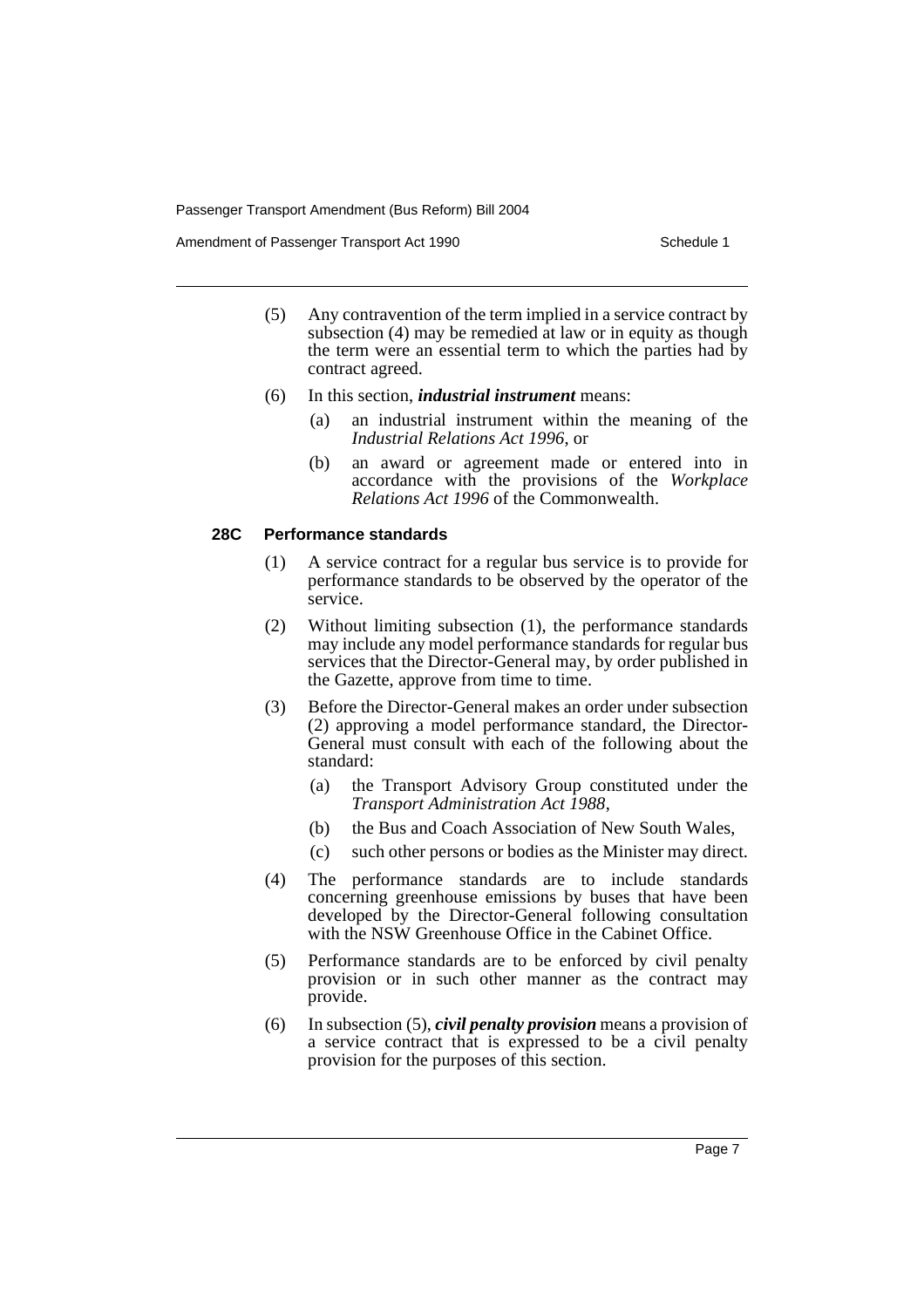(5) Any contravention of the term implied in a service contract by subsection (4) may be remedied at law or in equity as though the term were an essential term to which the parties had by contract agreed.

(6) In this section, ***industrial instrument*** means:

  (a) an industrial instrument within the meaning of the *Industrial Relations Act 1996*, or

  (b) an award or agreement made or entered into in accordance with the provisions of the *Workplace Relations Act 1996* of the Commonwealth.

### 28C Performance standards

(1) A service contract for a regular bus service is to provide for performance standards to be observed by the operator of the service.

(2) Without limiting subsection (1), the performance standards may include any model performance standards for regular bus services that the Director-General may, by order published in the Gazette, approve from time to time.

(3) Before the Director-General makes an order under subsection (2) approving a model performance standard, the Director-General must consult with each of the following about the standard:

  (a) the Transport Advisory Group constituted under the *Transport Administration Act 1988*,

  (b) the Bus and Coach Association of New South Wales,

  (c) such other persons or bodies as the Minister may direct.

(4) The performance standards are to include standards concerning greenhouse emissions by buses that have been developed by the Director-General following consultation with the NSW Greenhouse Office in the Cabinet Office.

(5) Performance standards are to be enforced by civil penalty provision or in such other manner as the contract may provide.

(6) In subsection (5), ***civil penalty provision*** means a provision of a service contract that is expressed to be a civil penalty provision for the purposes of this section.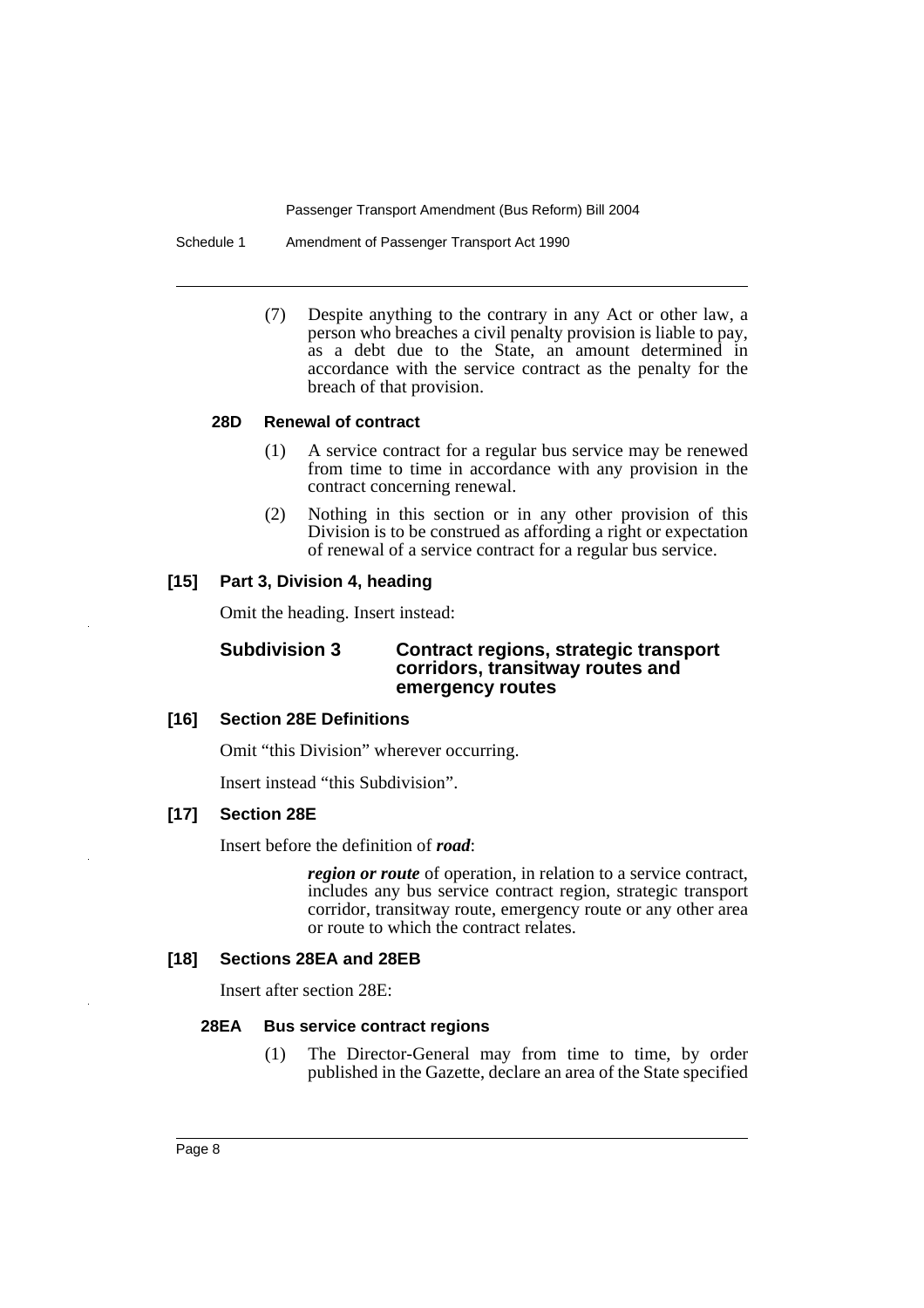(7) Despite anything to the contrary in any Act or other law, a person who breaches a civil penalty provision is liable to pay, as a debt due to the State, an amount determined in accordance with the service contract as the penalty for the breach of that provision.

#### 28D Renewal of contract

(1) A service contract for a regular bus service may be renewed from time to time in accordance with any provision in the contract concerning renewal.

(2) Nothing in this section or in any other provision of this Division is to be construed as affording a right or expectation of renewal of a service contract for a regular bus service.

### [15] Part 3, Division 4, heading

Omit the heading. Insert instead:

#### Subdivision 3 Contract regions, strategic transport corridors, transitway routes and emergency routes

### [16] Section 28E Definitions

Omit "this Division" wherever occurring.

Insert instead "this Subdivision".

### [17] Section 28E

Insert before the definition of ***road***:

> ***region or route*** of operation, in relation to a service contract, includes any bus service contract region, strategic transport corridor, transitway route, emergency route or any other area or route to which the contract relates.

### [18] Sections 28EA and 28EB

Insert after section 28E:

#### 28EA Bus service contract regions

(1) The Director-General may from time to time, by order published in the Gazette, declare an area of the State specified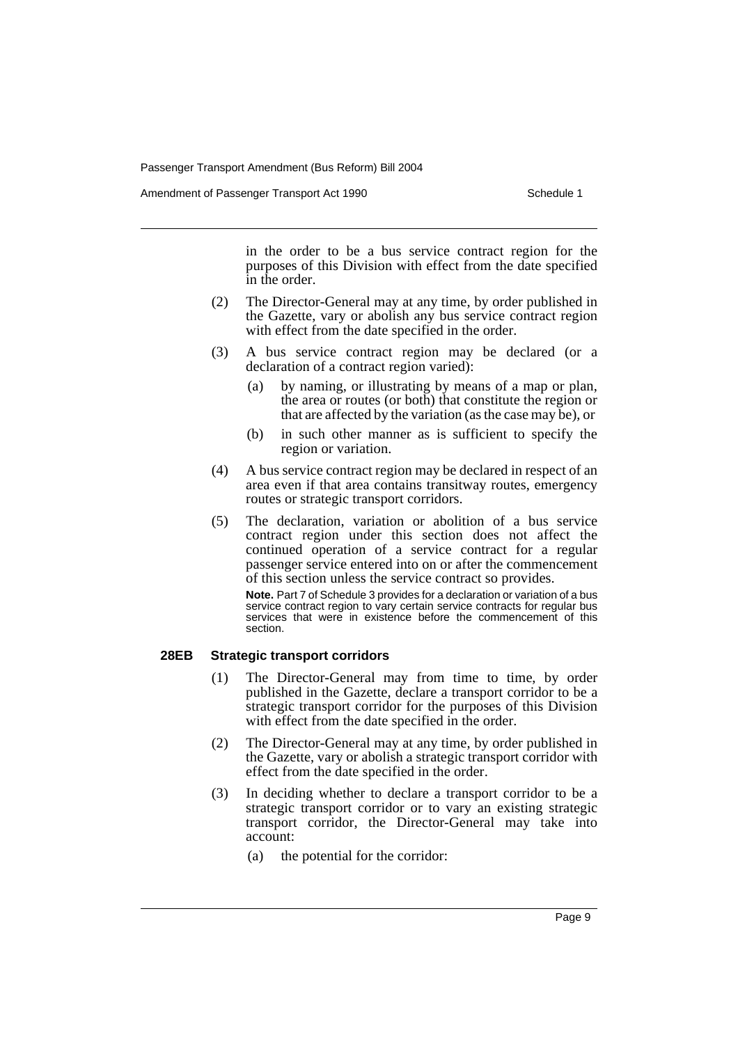in the order to be a bus service contract region for the purposes of this Division with effect from the date specified in the order.

(2) The Director-General may at any time, by order published in the Gazette, vary or abolish any bus service contract region with effect from the date specified in the order.

(3) A bus service contract region may be declared (or a declaration of a contract region varied):

(a) by naming, or illustrating by means of a map or plan, the area or routes (or both) that constitute the region or that are affected by the variation (as the case may be), or

(b) in such other manner as is sufficient to specify the region or variation.

(4) A bus service contract region may be declared in respect of an area even if that area contains transitway routes, emergency routes or strategic transport corridors.

(5) The declaration, variation or abolition of a bus service contract region under this section does not affect the continued operation of a service contract for a regular passenger service entered into on or after the commencement of this section unless the service contract so provides.

**Note.** Part 7 of Schedule 3 provides for a declaration or variation of a bus service contract region to vary certain service contracts for regular bus services that were in existence before the commencement of this section.

### 28EB Strategic transport corridors

(1) The Director-General may from time to time, by order published in the Gazette, declare a transport corridor to be a strategic transport corridor for the purposes of this Division with effect from the date specified in the order.

(2) The Director-General may at any time, by order published in the Gazette, vary or abolish a strategic transport corridor with effect from the date specified in the order.

(3) In deciding whether to declare a transport corridor to be a strategic transport corridor or to vary an existing strategic transport corridor, the Director-General may take into account:

(a) the potential for the corridor: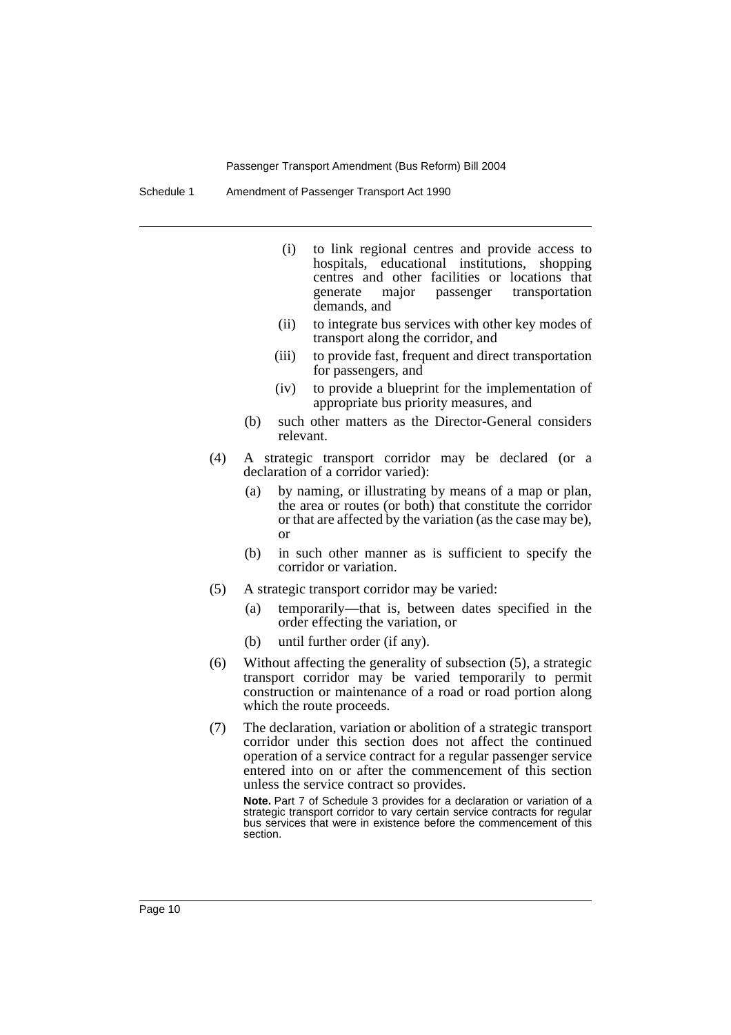(i) to link regional centres and provide access to hospitals, educational institutions, shopping centres and other facilities or locations that generate major passenger transportation demands, and

(ii) to integrate bus services with other key modes of transport along the corridor, and

(iii) to provide fast, frequent and direct transportation for passengers, and

(iv) to provide a blueprint for the implementation of appropriate bus priority measures, and

(b) such other matters as the Director-General considers relevant.

(4) A strategic transport corridor may be declared (or a declaration of a corridor varied):

(a) by naming, or illustrating by means of a map or plan, the area or routes (or both) that constitute the corridor or that are affected by the variation (as the case may be), or

(b) in such other manner as is sufficient to specify the corridor or variation.

(5) A strategic transport corridor may be varied:

(a) temporarily—that is, between dates specified in the order effecting the variation, or

(b) until further order (if any).

(6) Without affecting the generality of subsection (5), a strategic transport corridor may be varied temporarily to permit construction or maintenance of a road or road portion along which the route proceeds.

(7) The declaration, variation or abolition of a strategic transport corridor under this section does not affect the continued operation of a service contract for a regular passenger service entered into on or after the commencement of this section unless the service contract so provides.

**Note.** Part 7 of Schedule 3 provides for a declaration or variation of a strategic transport corridor to vary certain service contracts for regular bus services that were in existence before the commencement of this section.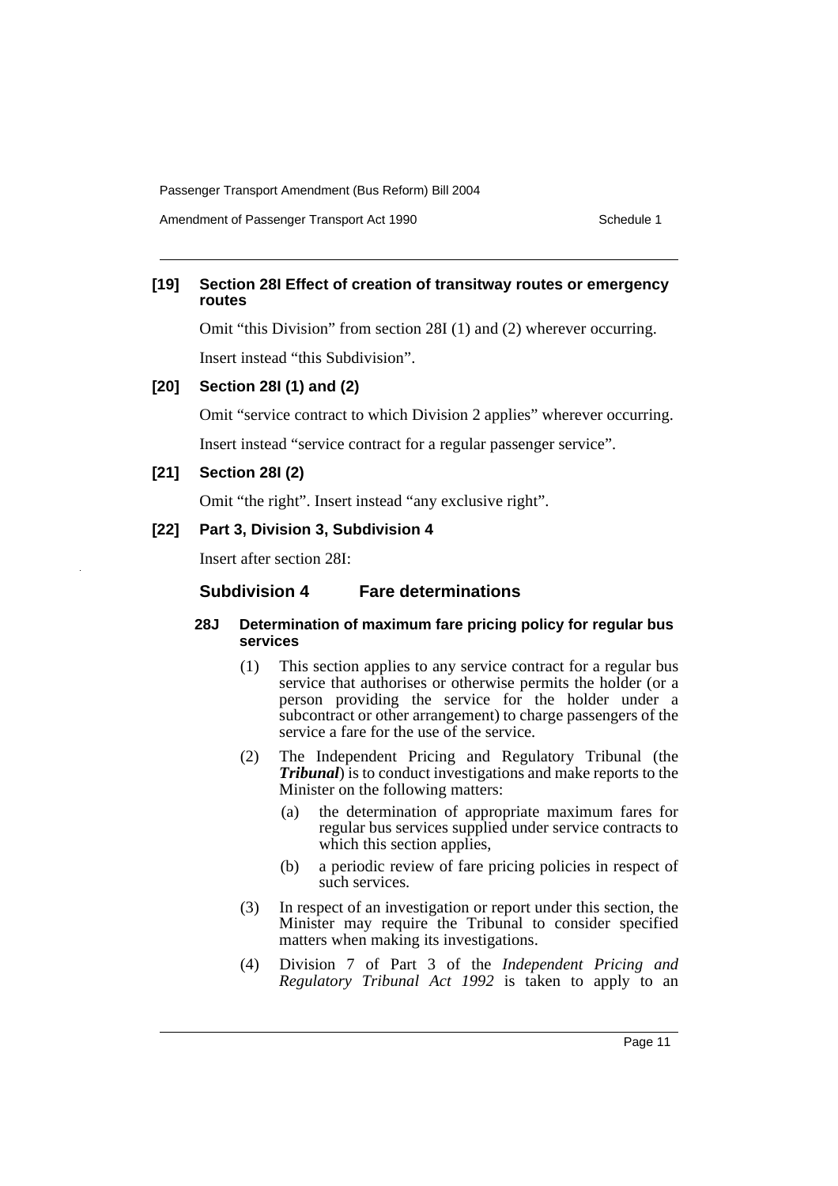**[19] Section 28I Effect of creation of transitway routes or emergency routes**

Omit "this Division" from section 28I (1) and (2) wherever occurring.

Insert instead "this Subdivision".

**[20] Section 28I (1) and (2)**

Omit "service contract to which Division 2 applies" wherever occurring.

Insert instead "service contract for a regular passenger service".

**[21] Section 28I (2)**

Omit "the right". Insert instead "any exclusive right".

**[22] Part 3, Division 3, Subdivision 4**

Insert after section 28I:

## Subdivision 4 Fare determinations

#### 28J Determination of maximum fare pricing policy for regular bus services

(1) This section applies to any service contract for a regular bus service that authorises or otherwise permits the holder (or a person providing the service for the holder under a subcontract or other arrangement) to charge passengers of the service a fare for the use of the service.

(2) The Independent Pricing and Regulatory Tribunal (the ***Tribunal***) is to conduct investigations and make reports to the Minister on the following matters:

- (a) the determination of appropriate maximum fares for regular bus services supplied under service contracts to which this section applies,
- (b) a periodic review of fare pricing policies in respect of such services.

(3) In respect of an investigation or report under this section, the Minister may require the Tribunal to consider specified matters when making its investigations.

(4) Division 7 of Part 3 of the *Independent Pricing and Regulatory Tribunal Act 1992* is taken to apply to an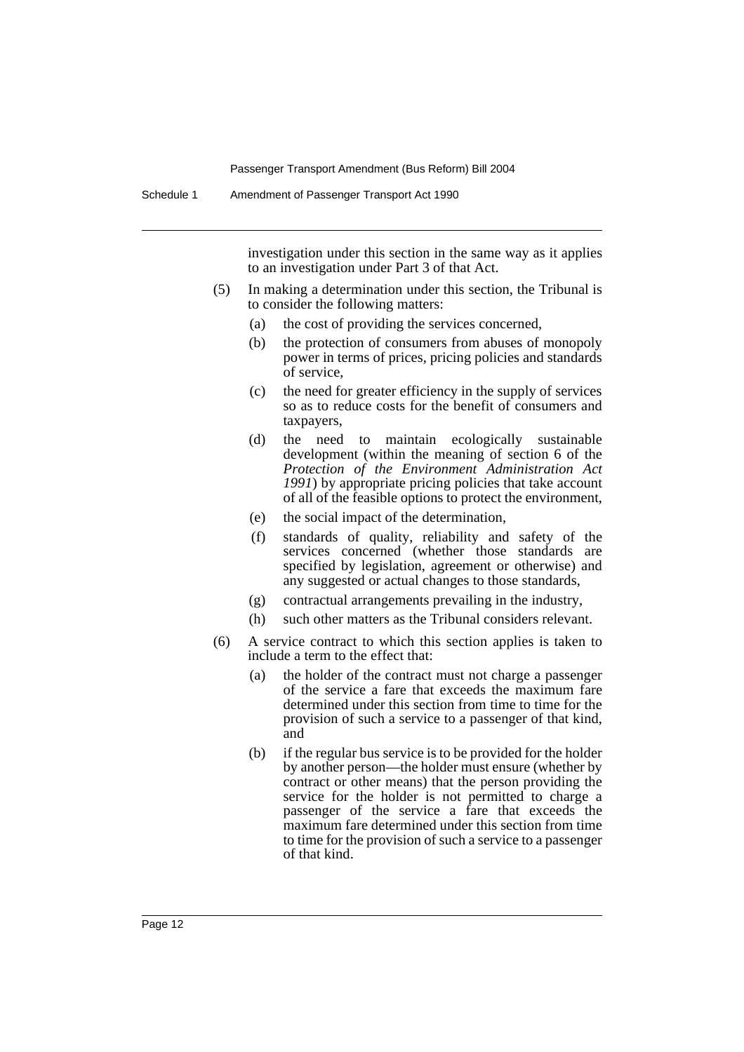investigation under this section in the same way as it applies to an investigation under Part 3 of that Act.

(5) In making a determination under this section, the Tribunal is to consider the following matters:

- (a) the cost of providing the services concerned,
- (b) the protection of consumers from abuses of monopoly power in terms of prices, pricing policies and standards of service,
- (c) the need for greater efficiency in the supply of services so as to reduce costs for the benefit of consumers and taxpayers,
- (d) the need to maintain ecologically sustainable development (within the meaning of section 6 of the *Protection of the Environment Administration Act 1991*) by appropriate pricing policies that take account of all of the feasible options to protect the environment,
- (e) the social impact of the determination,
- (f) standards of quality, reliability and safety of the services concerned (whether those standards are specified by legislation, agreement or otherwise) and any suggested or actual changes to those standards,
- (g) contractual arrangements prevailing in the industry,
- (h) such other matters as the Tribunal considers relevant.

(6) A service contract to which this section applies is taken to include a term to the effect that:

- (a) the holder of the contract must not charge a passenger of the service a fare that exceeds the maximum fare determined under this section from time to time for the provision of such a service to a passenger of that kind, and
- (b) if the regular bus service is to be provided for the holder by another person—the holder must ensure (whether by contract or other means) that the person providing the service for the holder is not permitted to charge a passenger of the service a fare that exceeds the maximum fare determined under this section from time to time for the provision of such a service to a passenger of that kind.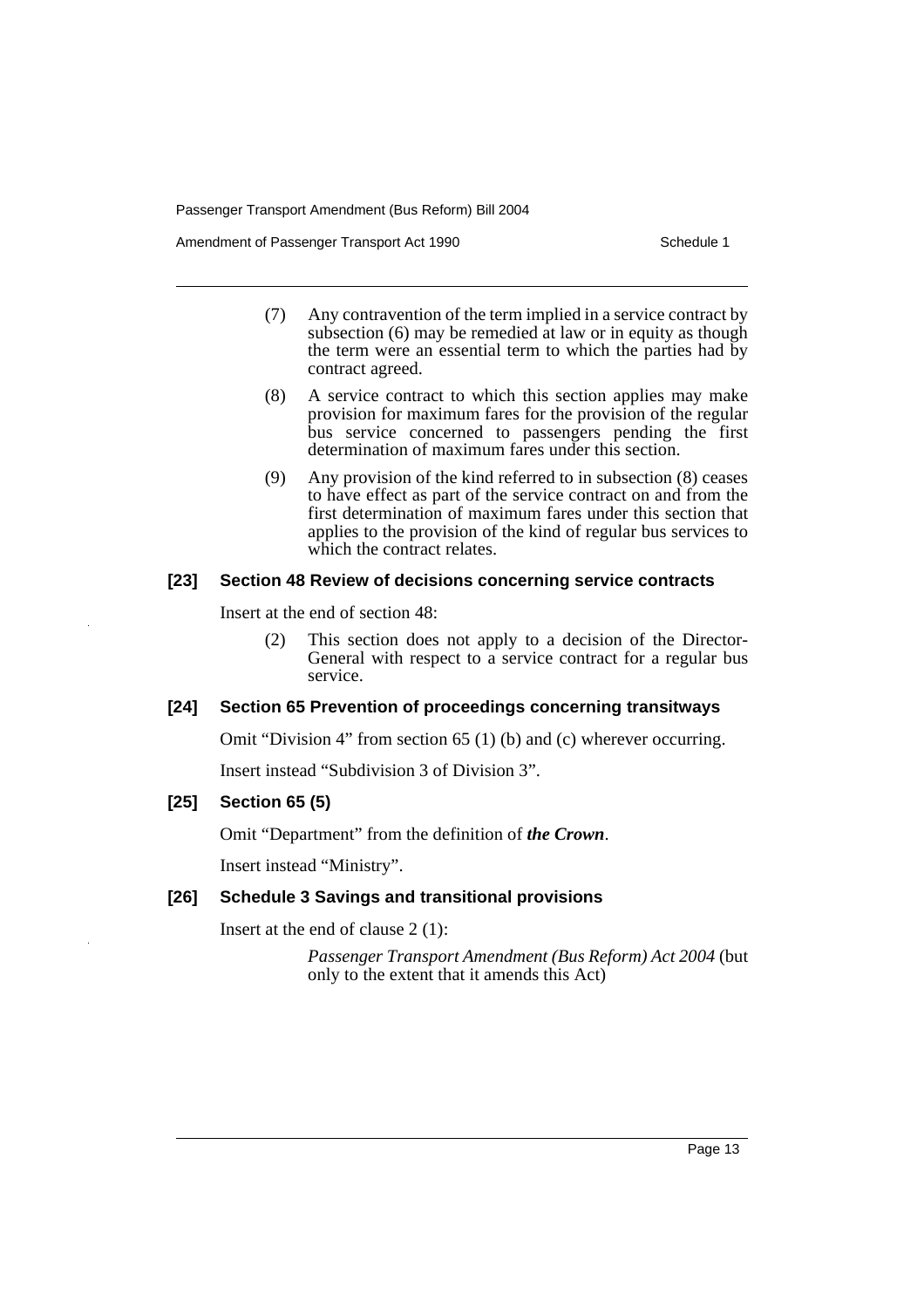(7) Any contravention of the term implied in a service contract by subsection (6) may be remedied at law or in equity as though the term were an essential term to which the parties had by contract agreed.

(8) A service contract to which this section applies may make provision for maximum fares for the provision of the regular bus service concerned to passengers pending the first determination of maximum fares under this section.

(9) Any provision of the kind referred to in subsection (8) ceases to have effect as part of the service contract on and from the first determination of maximum fares under this section that applies to the provision of the kind of regular bus services to which the contract relates.

### [23] Section 48 Review of decisions concerning service contracts

Insert at the end of section 48:

(2) This section does not apply to a decision of the Director-General with respect to a service contract for a regular bus service.

### [24] Section 65 Prevention of proceedings concerning transitways

Omit "Division 4" from section 65 (1) (b) and (c) wherever occurring.

Insert instead "Subdivision 3 of Division 3".

### [25] Section 65 (5)

Omit "Department" from the definition of ***the Crown***.

Insert instead "Ministry".

### [26] Schedule 3 Savings and transitional provisions

Insert at the end of clause 2 (1):

*Passenger Transport Amendment (Bus Reform) Act 2004* (but only to the extent that it amends this Act)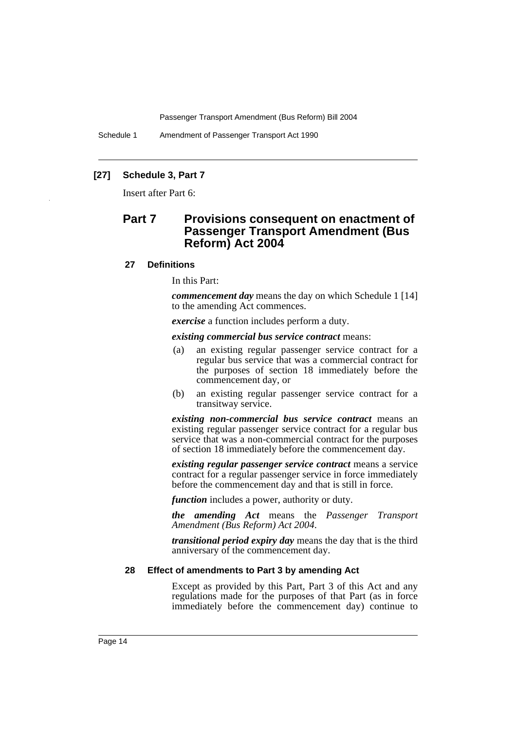**[27] Schedule 3, Part 7**

Insert after Part 6:

## Part 7 Provisions consequent on enactment of Passenger Transport Amendment (Bus Reform) Act 2004

### 27 Definitions

In this Part:

***commencement day*** means the day on which Schedule 1 [14] to the amending Act commences.

***exercise*** a function includes perform a duty.

***existing commercial bus service contract*** means:

(a) an existing regular passenger service contract for a regular bus service that was a commercial contract for the purposes of section 18 immediately before the commencement day, or

(b) an existing regular passenger service contract for a transitway service.

***existing non-commercial bus service contract*** means an existing regular passenger service contract for a regular bus service that was a non-commercial contract for the purposes of section 18 immediately before the commencement day.

***existing regular passenger service contract*** means a service contract for a regular passenger service in force immediately before the commencement day and that is still in force.

***function*** includes a power, authority or duty.

***the amending Act*** means the *Passenger Transport Amendment (Bus Reform) Act 2004*.

***transitional period expiry day*** means the day that is the third anniversary of the commencement day.

### 28 Effect of amendments to Part 3 by amending Act

Except as provided by this Part, Part 3 of this Act and any regulations made for the purposes of that Part (as in force immediately before the commencement day) continue to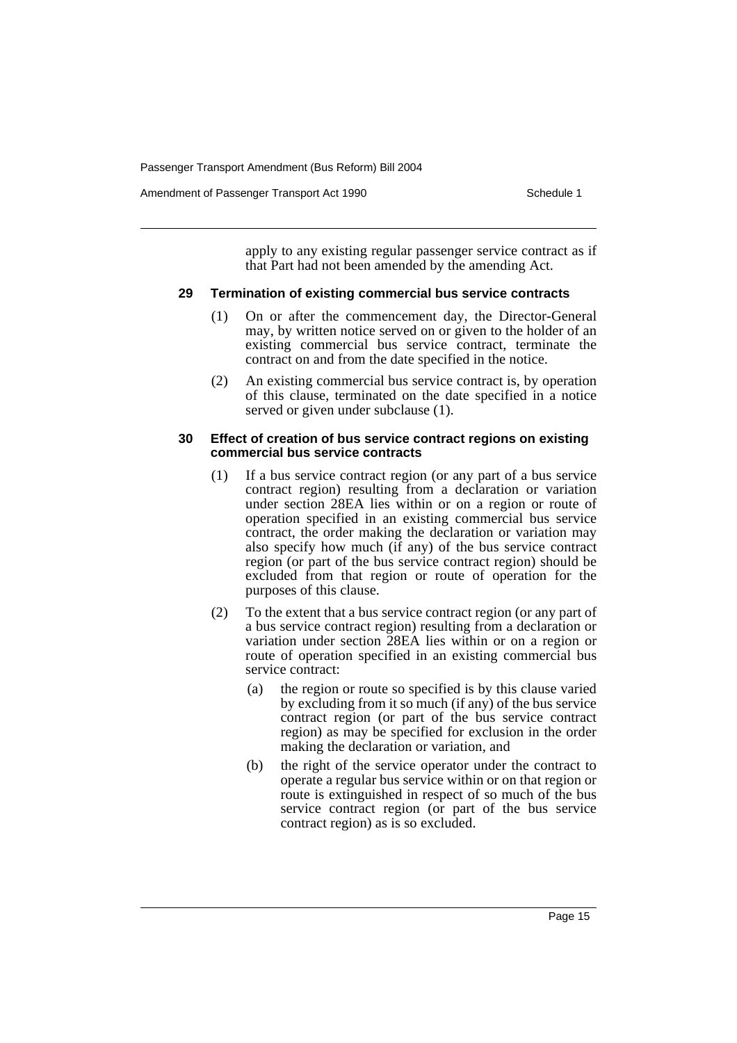apply to any existing regular passenger service contract as if that Part had not been amended by the amending Act.

### 29 Termination of existing commercial bus service contracts

(1) On or after the commencement day, the Director-General may, by written notice served on or given to the holder of an existing commercial bus service contract, terminate the contract on and from the date specified in the notice.

(2) An existing commercial bus service contract is, by operation of this clause, terminated on the date specified in a notice served or given under subclause (1).

### 30 Effect of creation of bus service contract regions on existing commercial bus service contracts

(1) If a bus service contract region (or any part of a bus service contract region) resulting from a declaration or variation under section 28EA lies within or on a region or route of operation specified in an existing commercial bus service contract, the order making the declaration or variation may also specify how much (if any) of the bus service contract region (or part of the bus service contract region) should be excluded from that region or route of operation for the purposes of this clause.

(2) To the extent that a bus service contract region (or any part of a bus service contract region) resulting from a declaration or variation under section 28EA lies within or on a region or route of operation specified in an existing commercial bus service contract:

(a) the region or route so specified is by this clause varied by excluding from it so much (if any) of the bus service contract region (or part of the bus service contract region) as may be specified for exclusion in the order making the declaration or variation, and

(b) the right of the service operator under the contract to operate a regular bus service within or on that region or route is extinguished in respect of so much of the bus service contract region (or part of the bus service contract region) as is so excluded.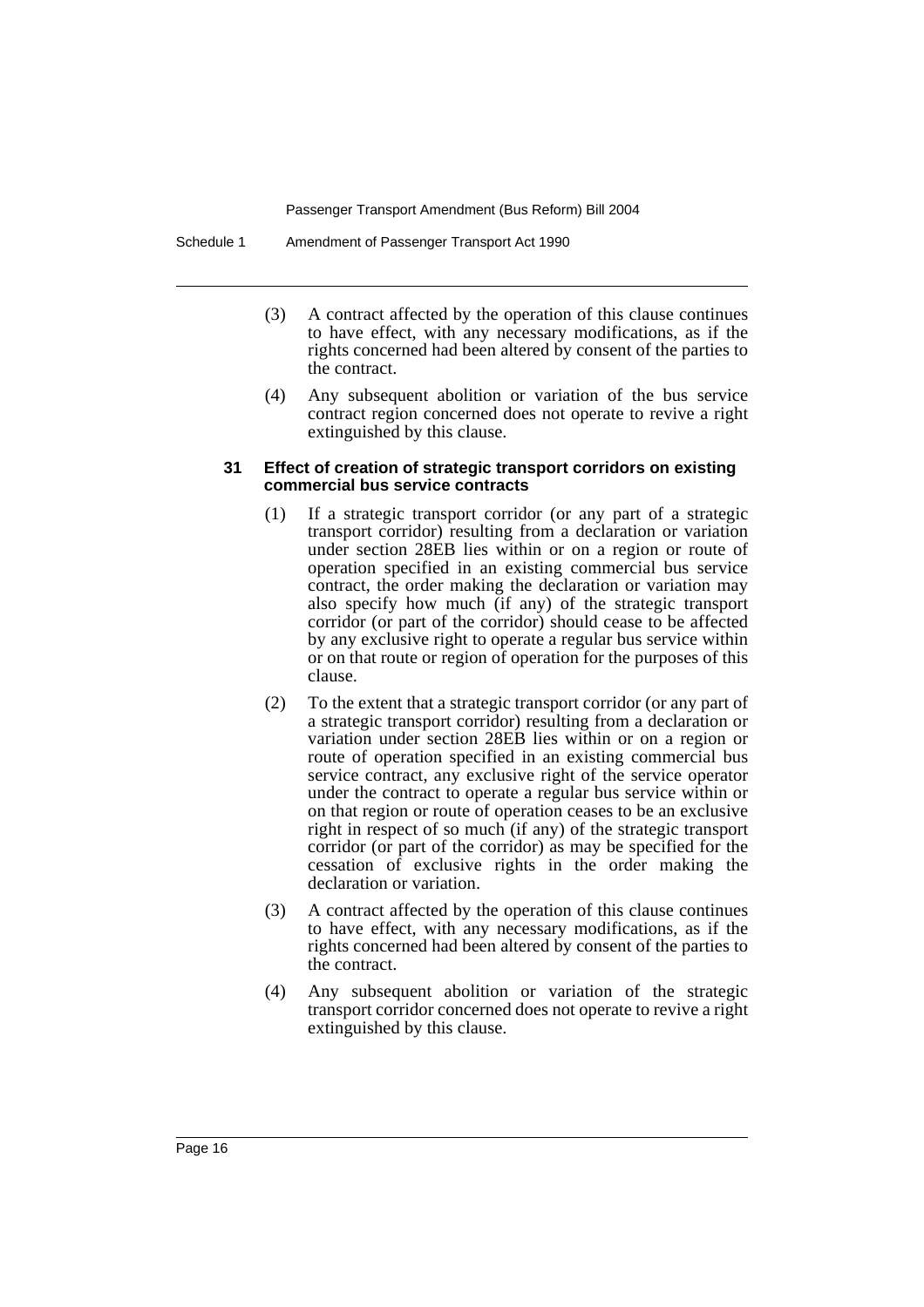(3) A contract affected by the operation of this clause continues to have effect, with any necessary modifications, as if the rights concerned had been altered by consent of the parties to the contract.

(4) Any subsequent abolition or variation of the bus service contract region concerned does not operate to revive a right extinguished by this clause.

#### 31 Effect of creation of strategic transport corridors on existing commercial bus service contracts

(1) If a strategic transport corridor (or any part of a strategic transport corridor) resulting from a declaration or variation under section 28EB lies within or on a region or route of operation specified in an existing commercial bus service contract, the order making the declaration or variation may also specify how much (if any) of the strategic transport corridor (or part of the corridor) should cease to be affected by any exclusive right to operate a regular bus service within or on that route or region of operation for the purposes of this clause.

(2) To the extent that a strategic transport corridor (or any part of a strategic transport corridor) resulting from a declaration or variation under section 28EB lies within or on a region or route of operation specified in an existing commercial bus service contract, any exclusive right of the service operator under the contract to operate a regular bus service within or on that region or route of operation ceases to be an exclusive right in respect of so much (if any) of the strategic transport corridor (or part of the corridor) as may be specified for the cessation of exclusive rights in the order making the declaration or variation.

(3) A contract affected by the operation of this clause continues to have effect, with any necessary modifications, as if the rights concerned had been altered by consent of the parties to the contract.

(4) Any subsequent abolition or variation of the strategic transport corridor concerned does not operate to revive a right extinguished by this clause.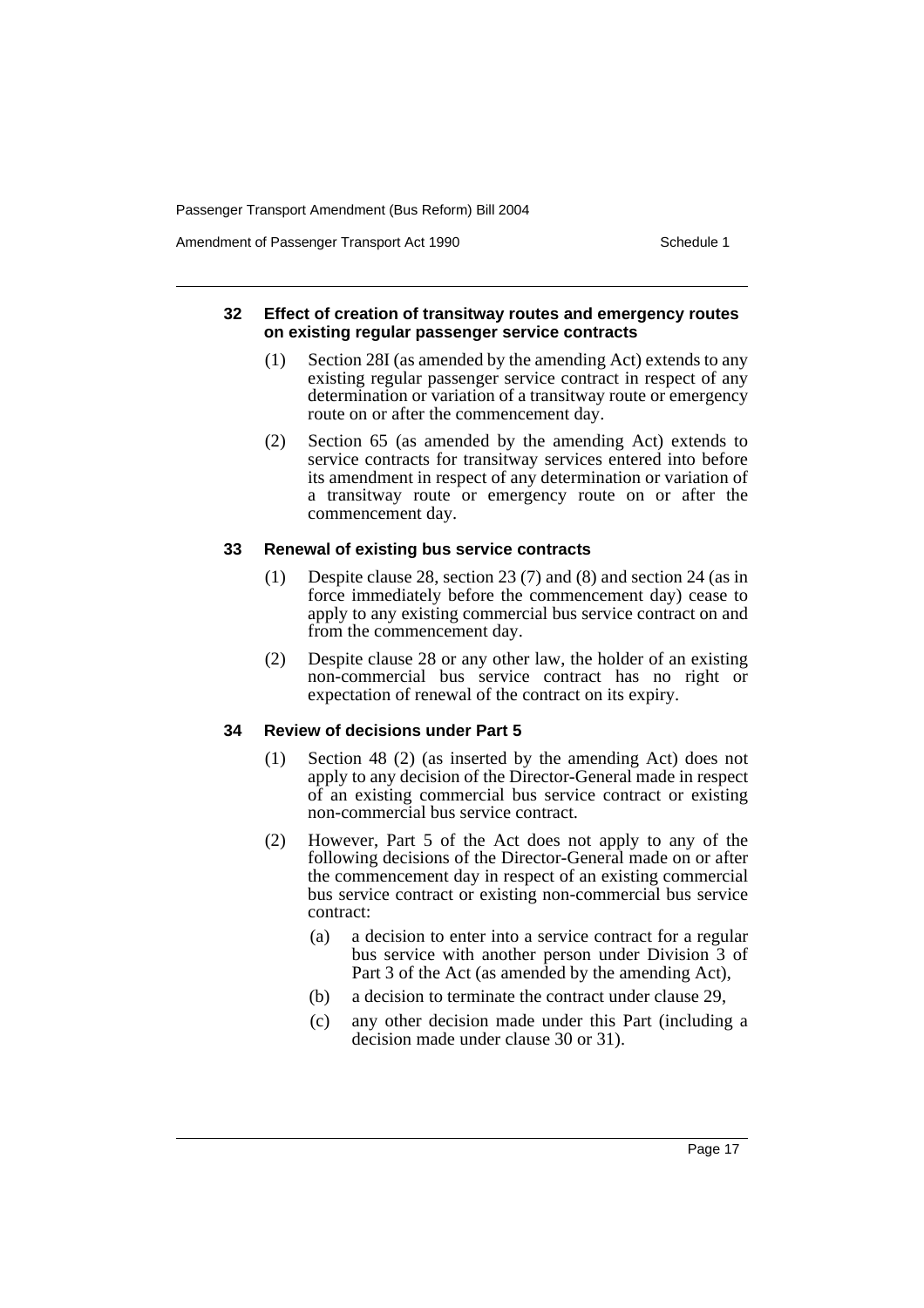### 32 Effect of creation of transitway routes and emergency routes on existing regular passenger service contracts

(1) Section 28I (as amended by the amending Act) extends to any existing regular passenger service contract in respect of any determination or variation of a transitway route or emergency route on or after the commencement day.

(2) Section 65 (as amended by the amending Act) extends to service contracts for transitway services entered into before its amendment in respect of any determination or variation of a transitway route or emergency route on or after the commencement day.

### 33 Renewal of existing bus service contracts

(1) Despite clause 28, section 23 (7) and (8) and section 24 (as in force immediately before the commencement day) cease to apply to any existing commercial bus service contract on and from the commencement day.

(2) Despite clause 28 or any other law, the holder of an existing non-commercial bus service contract has no right or expectation of renewal of the contract on its expiry.

### 34 Review of decisions under Part 5

(1) Section 48 (2) (as inserted by the amending Act) does not apply to any decision of the Director-General made in respect of an existing commercial bus service contract or existing non-commercial bus service contract.

(2) However, Part 5 of the Act does not apply to any of the following decisions of the Director-General made on or after the commencement day in respect of an existing commercial bus service contract or existing non-commercial bus service contract:

- (a) a decision to enter into a service contract for a regular bus service with another person under Division 3 of Part 3 of the Act (as amended by the amending Act),
- (b) a decision to terminate the contract under clause 29,
- (c) any other decision made under this Part (including a decision made under clause 30 or 31).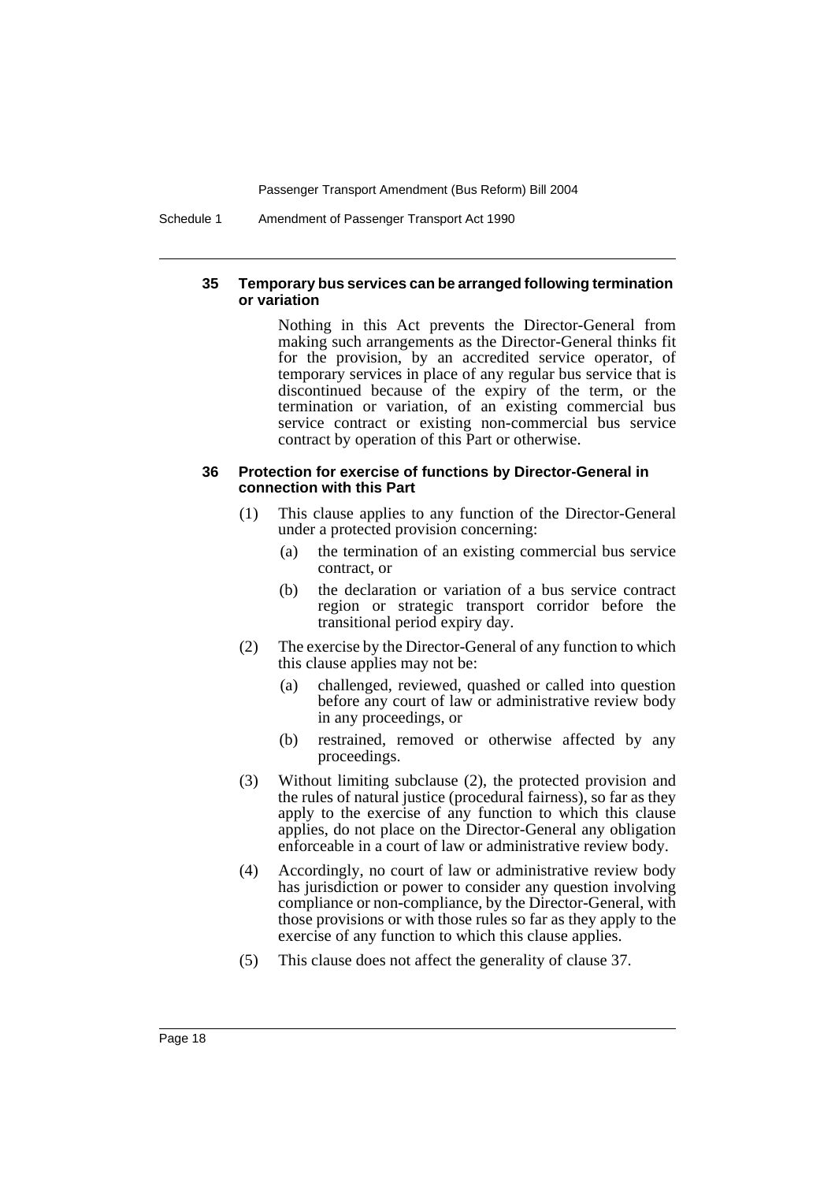#### 35 Temporary bus services can be arranged following termination or variation

Nothing in this Act prevents the Director-General from making such arrangements as the Director-General thinks fit for the provision, by an accredited service operator, of temporary services in place of any regular bus service that is discontinued because of the expiry of the term, or the termination or variation, of an existing commercial bus service contract or existing non-commercial bus service contract by operation of this Part or otherwise.

#### 36 Protection for exercise of functions by Director-General in connection with this Part

(1) This clause applies to any function of the Director-General under a protected provision concerning:

- (a) the termination of an existing commercial bus service contract, or
- (b) the declaration or variation of a bus service contract region or strategic transport corridor before the transitional period expiry day.

(2) The exercise by the Director-General of any function to which this clause applies may not be:

- (a) challenged, reviewed, quashed or called into question before any court of law or administrative review body in any proceedings, or
- (b) restrained, removed or otherwise affected by any proceedings.

(3) Without limiting subclause (2), the protected provision and the rules of natural justice (procedural fairness), so far as they apply to the exercise of any function to which this clause applies, do not place on the Director-General any obligation enforceable in a court of law or administrative review body.

(4) Accordingly, no court of law or administrative review body has jurisdiction or power to consider any question involving compliance or non-compliance, by the Director-General, with those provisions or with those rules so far as they apply to the exercise of any function to which this clause applies.

(5) This clause does not affect the generality of clause 37.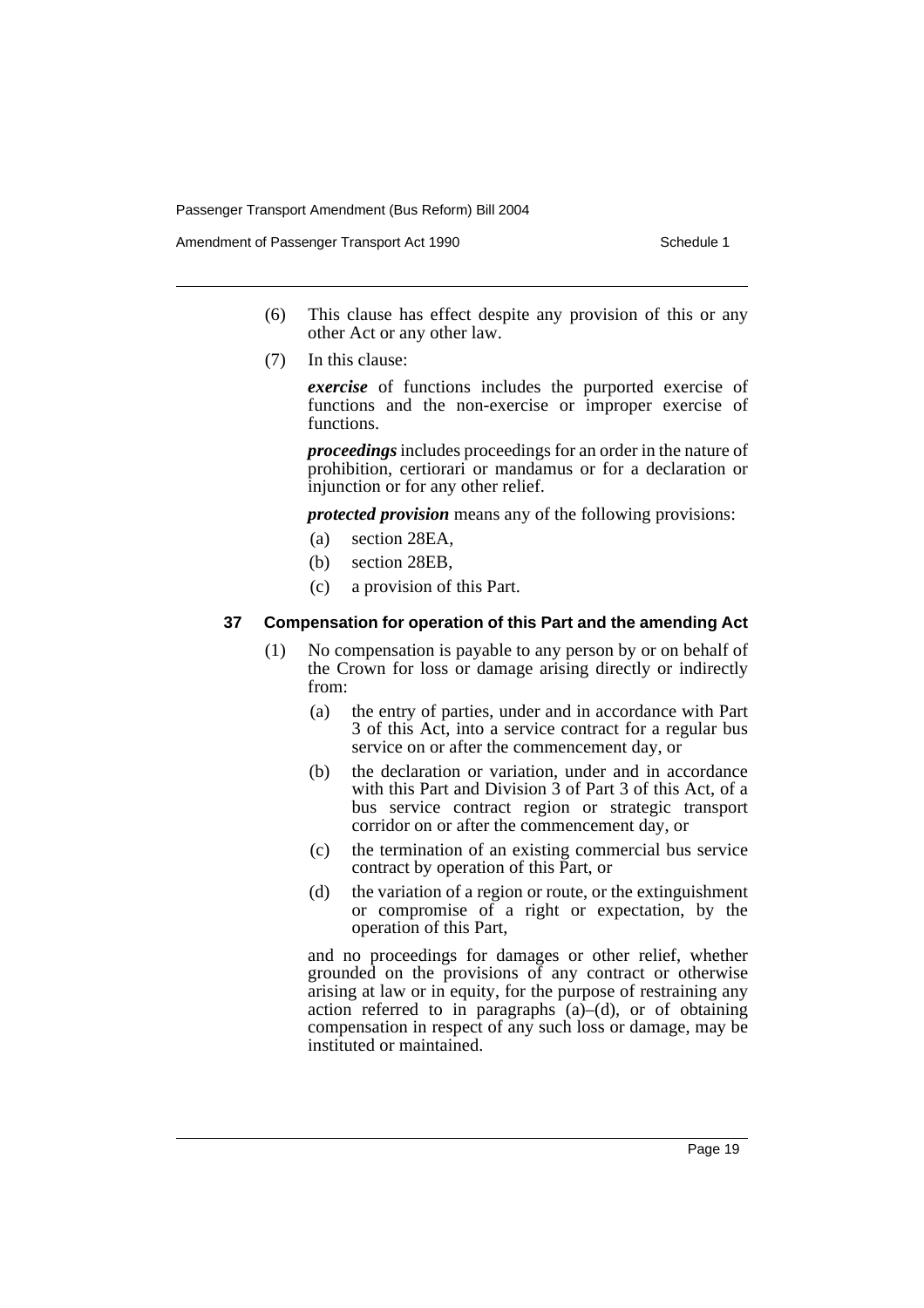(6) This clause has effect despite any provision of this or any other Act or any other law.

(7) In this clause:

***exercise*** of functions includes the purported exercise of functions and the non-exercise or improper exercise of functions.

***proceedings*** includes proceedings for an order in the nature of prohibition, certiorari or mandamus or for a declaration or injunction or for any other relief.

***protected provision*** means any of the following provisions:

(a) section 28EA,

(b) section 28EB,

(c) a provision of this Part.

### 37 Compensation for operation of this Part and the amending Act

(1) No compensation is payable to any person by or on behalf of the Crown for loss or damage arising directly or indirectly from:

(a) the entry of parties, under and in accordance with Part 3 of this Act, into a service contract for a regular bus service on or after the commencement day, or

(b) the declaration or variation, under and in accordance with this Part and Division 3 of Part 3 of this Act, of a bus service contract region or strategic transport corridor on or after the commencement day, or

(c) the termination of an existing commercial bus service contract by operation of this Part, or

(d) the variation of a region or route, or the extinguishment or compromise of a right or expectation, by the operation of this Part,

and no proceedings for damages or other relief, whether grounded on the provisions of any contract or otherwise arising at law or in equity, for the purpose of restraining any action referred to in paragraphs (a)–(d), or of obtaining compensation in respect of any such loss or damage, may be instituted or maintained.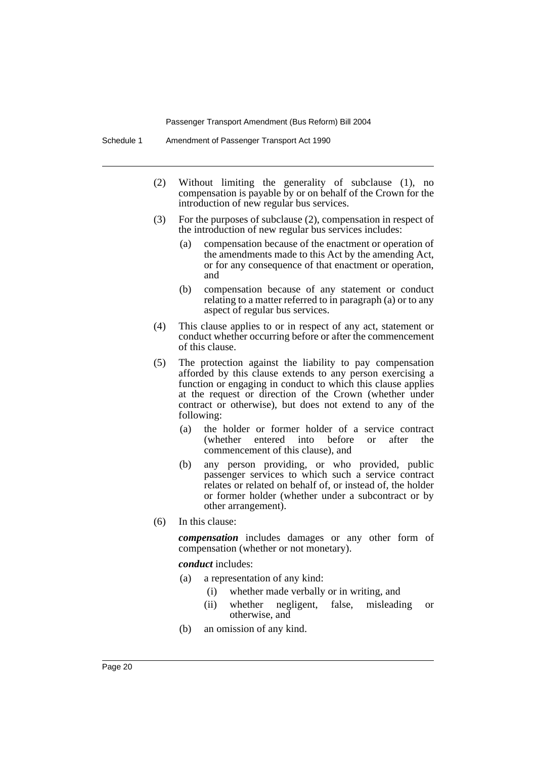(2) Without limiting the generality of subclause (1), no compensation is payable by or on behalf of the Crown for the introduction of new regular bus services.

(3) For the purposes of subclause (2), compensation in respect of the introduction of new regular bus services includes:

- (a) compensation because of the enactment or operation of the amendments made to this Act by the amending Act, or for any consequence of that enactment or operation, and
- (b) compensation because of any statement or conduct relating to a matter referred to in paragraph (a) or to any aspect of regular bus services.

(4) This clause applies to or in respect of any act, statement or conduct whether occurring before or after the commencement of this clause.

(5) The protection against the liability to pay compensation afforded by this clause extends to any person exercising a function or engaging in conduct to which this clause applies at the request or direction of the Crown (whether under contract or otherwise), but does not extend to any of the following:

- (a) the holder or former holder of a service contract (whether entered into before or after the commencement of this clause), and
- (b) any person providing, or who provided, public passenger services to which such a service contract relates or related on behalf of, or instead of, the holder or former holder (whether under a subcontract or by other arrangement).

(6) In this clause:

***compensation*** includes damages or any other form of compensation (whether or not monetary).

***conduct*** includes:

- (a) a representation of any kind:
  - (i) whether made verbally or in writing, and
  - (ii) whether negligent, false, misleading or otherwise, and
- (b) an omission of any kind.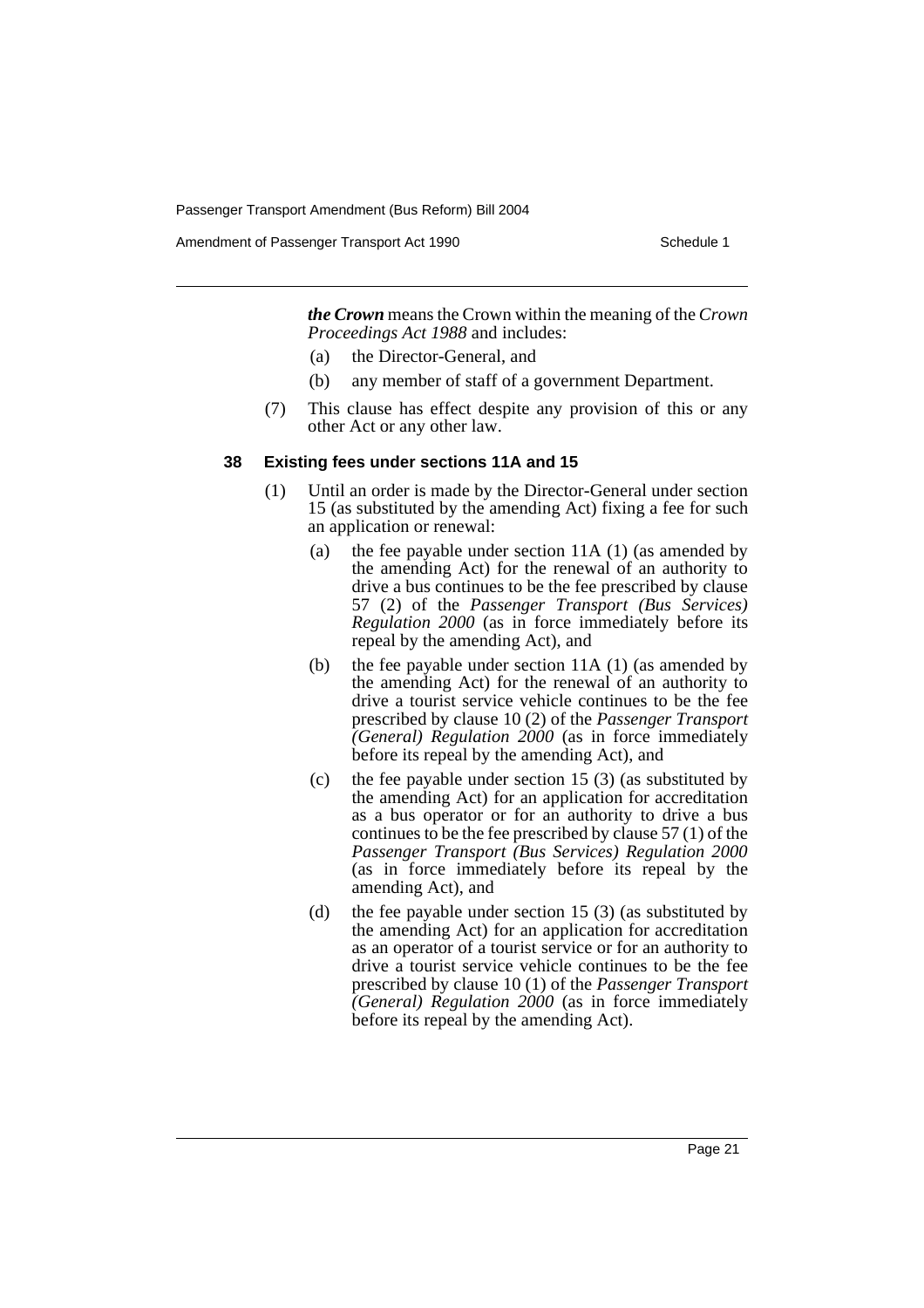***the Crown*** means the Crown within the meaning of the *Crown Proceedings Act 1988* and includes:

(a) the Director-General, and

(b) any member of staff of a government Department.

(7) This clause has effect despite any provision of this or any other Act or any other law.

#### 38 Existing fees under sections 11A and 15

(1) Until an order is made by the Director-General under section 15 (as substituted by the amending Act) fixing a fee for such an application or renewal:

(a) the fee payable under section 11A (1) (as amended by the amending Act) for the renewal of an authority to drive a bus continues to be the fee prescribed by clause 57 (2) of the *Passenger Transport (Bus Services) Regulation 2000* (as in force immediately before its repeal by the amending Act), and

(b) the fee payable under section 11A (1) (as amended by the amending Act) for the renewal of an authority to drive a tourist service vehicle continues to be the fee prescribed by clause 10 (2) of the *Passenger Transport (General) Regulation 2000* (as in force immediately before its repeal by the amending Act), and

(c) the fee payable under section 15 (3) (as substituted by the amending Act) for an application for accreditation as a bus operator or for an authority to drive a bus continues to be the fee prescribed by clause 57 (1) of the *Passenger Transport (Bus Services) Regulation 2000* (as in force immediately before its repeal by the amending Act), and

(d) the fee payable under section 15 (3) (as substituted by the amending Act) for an application for accreditation as an operator of a tourist service or for an authority to drive a tourist service vehicle continues to be the fee prescribed by clause 10 (1) of the *Passenger Transport (General) Regulation 2000* (as in force immediately before its repeal by the amending Act).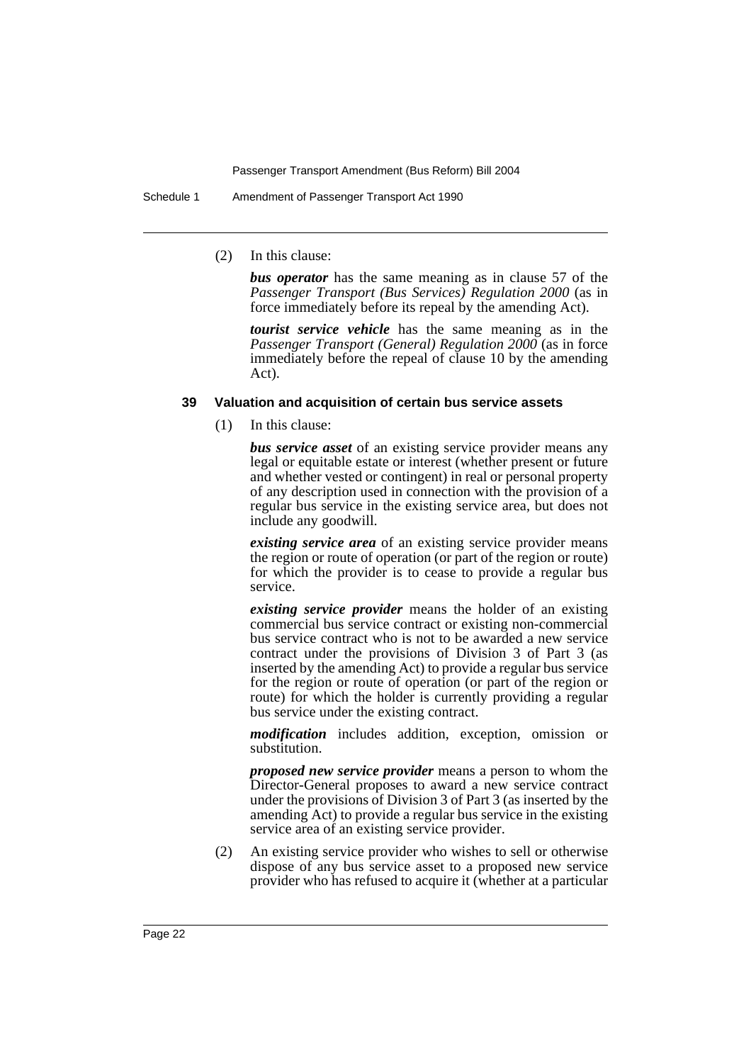(2) In this clause:

***bus operator*** has the same meaning as in clause 57 of the *Passenger Transport (Bus Services) Regulation 2000* (as in force immediately before its repeal by the amending Act).

***tourist service vehicle*** has the same meaning as in the *Passenger Transport (General) Regulation 2000* (as in force immediately before the repeal of clause 10 by the amending Act).

**39 Valuation and acquisition of certain bus service assets**

(1) In this clause:

***bus service asset*** of an existing service provider means any legal or equitable estate or interest (whether present or future and whether vested or contingent) in real or personal property of any description used in connection with the provision of a regular bus service in the existing service area, but does not include any goodwill.

***existing service area*** of an existing service provider means the region or route of operation (or part of the region or route) for which the provider is to cease to provide a regular bus service.

***existing service provider*** means the holder of an existing commercial bus service contract or existing non-commercial bus service contract who is not to be awarded a new service contract under the provisions of Division 3 of Part 3 (as inserted by the amending Act) to provide a regular bus service for the region or route of operation (or part of the region or route) for which the holder is currently providing a regular bus service under the existing contract.

***modification*** includes addition, exception, omission or substitution.

***proposed new service provider*** means a person to whom the Director-General proposes to award a new service contract under the provisions of Division 3 of Part 3 (as inserted by the amending Act) to provide a regular bus service in the existing service area of an existing service provider.

(2) An existing service provider who wishes to sell or otherwise dispose of any bus service asset to a proposed new service provider who has refused to acquire it (whether at a particular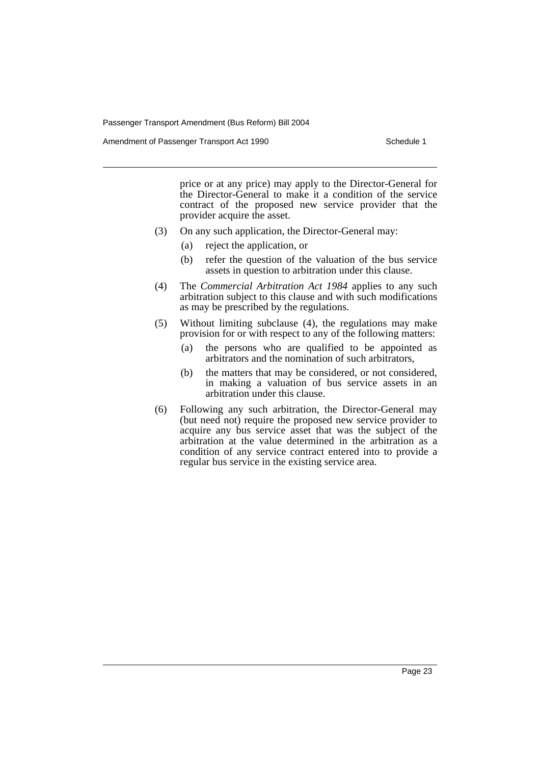price or at any price) may apply to the Director-General for the Director-General to make it a condition of the service contract of the proposed new service provider that the provider acquire the asset.

(3) On any such application, the Director-General may:

   (a) reject the application, or

   (b) refer the question of the valuation of the bus service assets in question to arbitration under this clause.

(4) The *Commercial Arbitration Act 1984* applies to any such arbitration subject to this clause and with such modifications as may be prescribed by the regulations.

(5) Without limiting subclause (4), the regulations may make provision for or with respect to any of the following matters:

   (a) the persons who are qualified to be appointed as arbitrators and the nomination of such arbitrators,

   (b) the matters that may be considered, or not considered, in making a valuation of bus service assets in an arbitration under this clause.

(6) Following any such arbitration, the Director-General may (but need not) require the proposed new service provider to acquire any bus service asset that was the subject of the arbitration at the value determined in the arbitration as a condition of any service contract entered into to provide a regular bus service in the existing service area.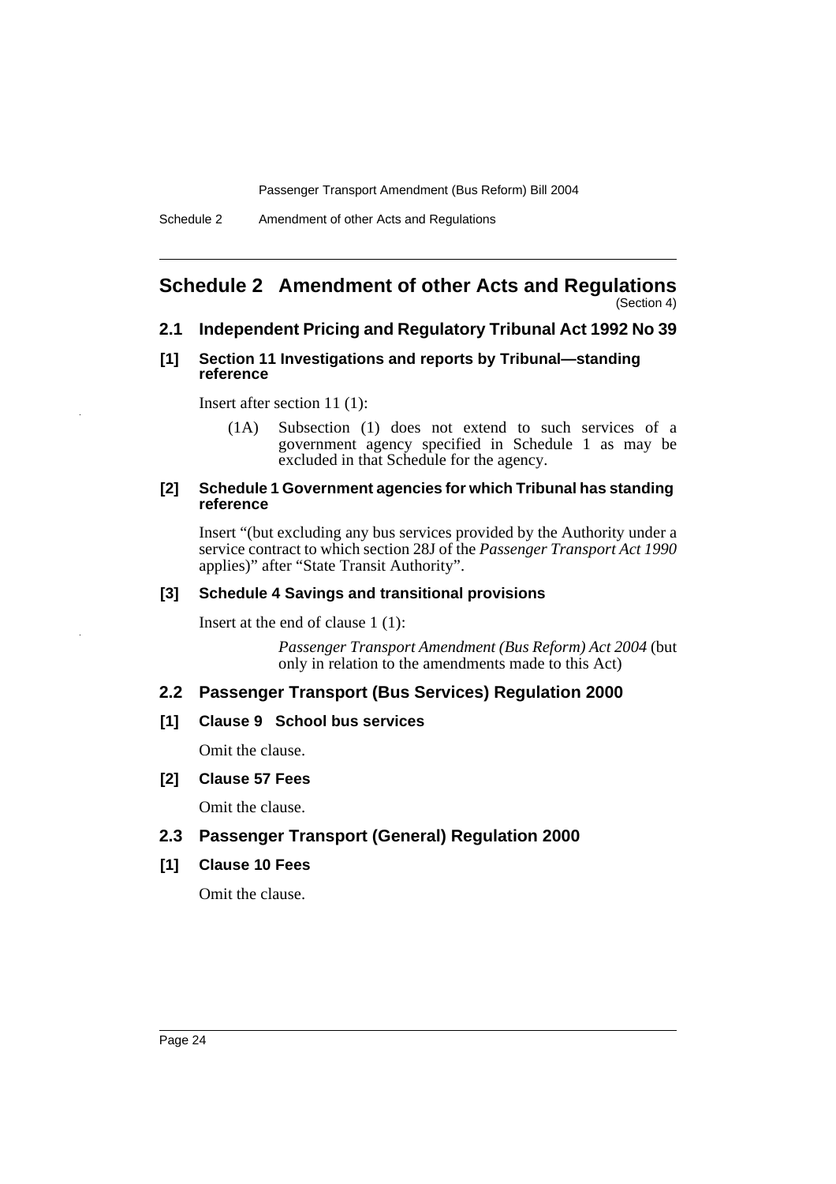# Schedule 2 Amendment of other Acts and Regulations

(Section 4)

## 2.1 Independent Pricing and Regulatory Tribunal Act 1992 No 39

### [1] Section 11 Investigations and reports by Tribunal—standing reference

Insert after section 11 (1):

> (1A) Subsection (1) does not extend to such services of a government agency specified in Schedule 1 as may be excluded in that Schedule for the agency.

### [2] Schedule 1 Government agencies for which Tribunal has standing reference

Insert "(but excluding any bus services provided by the Authority under a service contract to which section 28J of the *Passenger Transport Act 1990* applies)" after "State Transit Authority".

### [3] Schedule 4 Savings and transitional provisions

Insert at the end of clause 1 (1):

> *Passenger Transport Amendment (Bus Reform) Act 2004* (but only in relation to the amendments made to this Act)

## 2.2 Passenger Transport (Bus Services) Regulation 2000

### [1] Clause 9 School bus services

Omit the clause.

### [2] Clause 57 Fees

Omit the clause.

## 2.3 Passenger Transport (General) Regulation 2000

### [1] Clause 10 Fees

Omit the clause.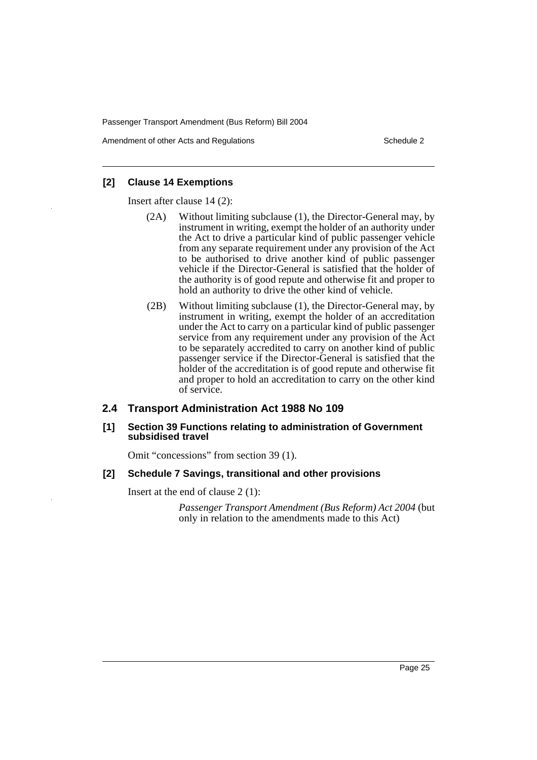**[2] Clause 14 Exemptions**

Insert after clause 14 (2):

(2A) Without limiting subclause (1), the Director-General may, by instrument in writing, exempt the holder of an authority under the Act to drive a particular kind of public passenger vehicle from any separate requirement under any provision of the Act to be authorised to drive another kind of public passenger vehicle if the Director-General is satisfied that the holder of the authority is of good repute and otherwise fit and proper to hold an authority to drive the other kind of vehicle.

(2B) Without limiting subclause (1), the Director-General may, by instrument in writing, exempt the holder of an accreditation under the Act to carry on a particular kind of public passenger service from any requirement under any provision of the Act to be separately accredited to carry on another kind of public passenger service if the Director-General is satisfied that the holder of the accreditation is of good repute and otherwise fit and proper to hold an accreditation to carry on the other kind of service.

## 2.4 Transport Administration Act 1988 No 109

**[1] Section 39 Functions relating to administration of Government subsidised travel**

Omit "concessions" from section 39 (1).

**[2] Schedule 7 Savings, transitional and other provisions**

Insert at the end of clause 2 (1):

*Passenger Transport Amendment (Bus Reform) Act 2004* (but only in relation to the amendments made to this Act)